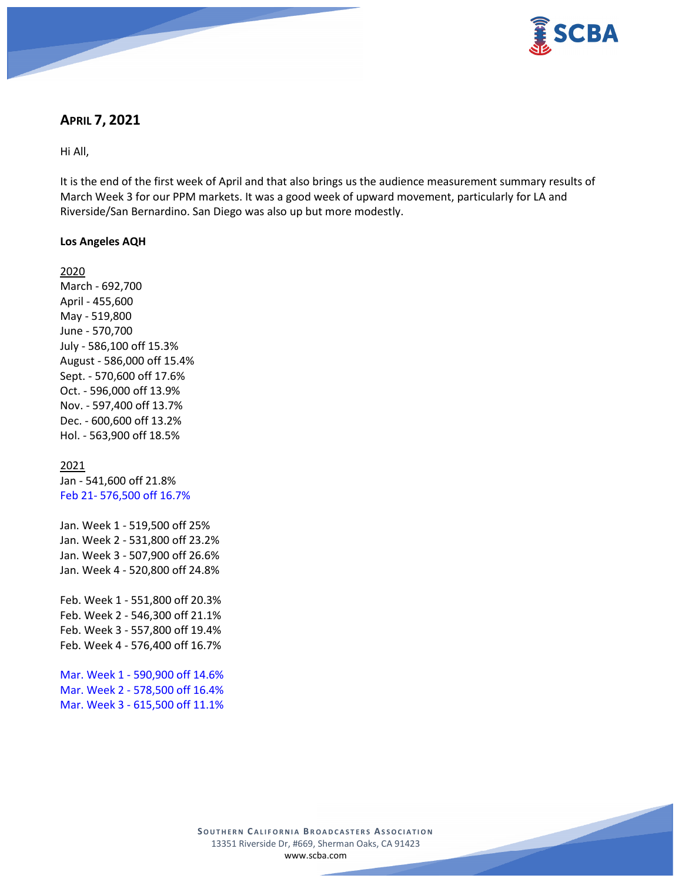## April 7, 2021

Hi All,

It is the end of the first week of April and that also brings us the audience measurement summary results of March Week 3 for our PPM markets. It was a good week of upward movement, particularly for LA and Riverside/San Bernardino. San Diego was also up but more modestly.

**Los Angeles AQH**

2020
March - 692,700
April - 455,600
May - 519,800
June - 570,700
July - 586,100 off 15.3%
August - 586,000 off 15.4%
Sept. - 570,600 off 17.6%
Oct. - 596,000 off 13.9%
Nov. - 597,400 off 13.7%
Dec. - 600,600 off 13.2%
Hol. - 563,900 off 18.5%

2021
Jan - 541,600 off 21.8%
Feb 21- 576,500 off 16.7%

Jan. Week 1 - 519,500 off 25%
Jan. Week 2 - 531,800 off 23.2%
Jan. Week 3 - 507,900 off 26.6%
Jan. Week 4 - 520,800 off 24.8%

Feb. Week 1 - 551,800 off 20.3%
Feb. Week 2 - 546,300 off 21.1%
Feb. Week 3 - 557,800 off 19.4%
Feb. Week 4 - 576,400 off 16.7%

Mar. Week 1 - 590,900 off 14.6%
Mar. Week 2 - 578,500 off 16.4%
Mar. Week 3 - 615,500 off 11.1%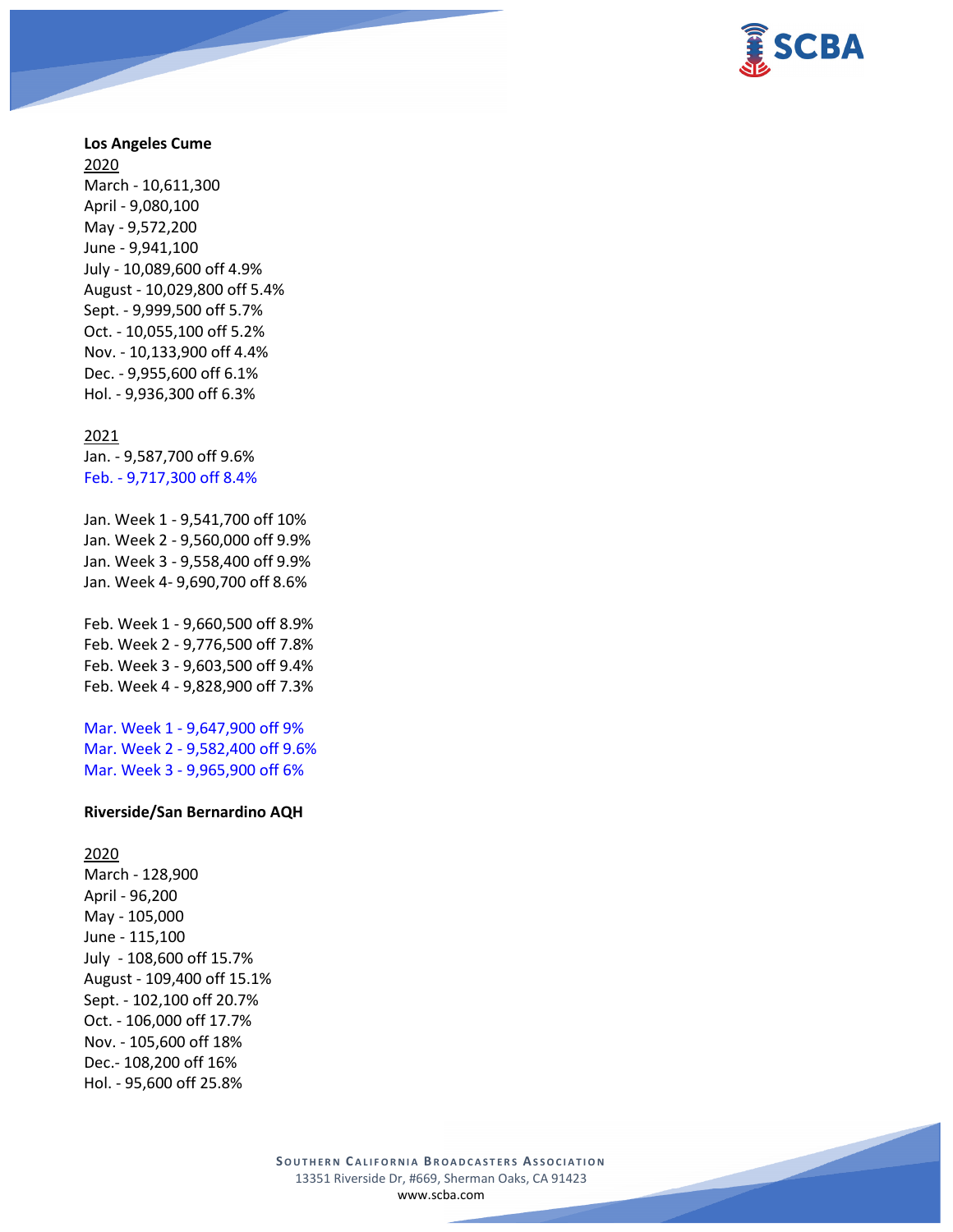**Los Angeles Cume**

2020

March - 10,611,300
April - 9,080,100
May - 9,572,200
June - 9,941,100
July - 10,089,600 off 4.9%
August - 10,029,800 off 5.4%
Sept. - 9,999,500 off 5.7%
Oct. - 10,055,100 off 5.2%
Nov. - 10,133,900 off 4.4%
Dec. - 9,955,600 off 6.1%
Hol. - 9,936,300 off 6.3%

2021

Jan. - 9,587,700 off 9.6%
Feb. - 9,717,300 off 8.4%

Jan. Week 1 - 9,541,700 off 10%
Jan. Week 2 - 9,560,000 off 9.9%
Jan. Week 3 - 9,558,400 off 9.9%
Jan. Week 4- 9,690,700 off 8.6%

Feb. Week 1 - 9,660,500 off 8.9%
Feb. Week 2 - 9,776,500 off 7.8%
Feb. Week 3 - 9,603,500 off 9.4%
Feb. Week 4 - 9,828,900 off 7.3%

Mar. Week 1 - 9,647,900 off 9%
Mar. Week 2 - 9,582,400 off 9.6%
Mar. Week 3 - 9,965,900 off 6%

**Riverside/San Bernardino AQH**

2020

March - 128,900
April - 96,200
May - 105,000
June - 115,100
July - 108,600 off 15.7%
August - 109,400 off 15.1%
Sept. - 102,100 off 20.7%
Oct. - 106,000 off 17.7%
Nov. - 105,600 off 18%
Dec.- 108,200 off 16%
Hol. - 95,600 off 25.8%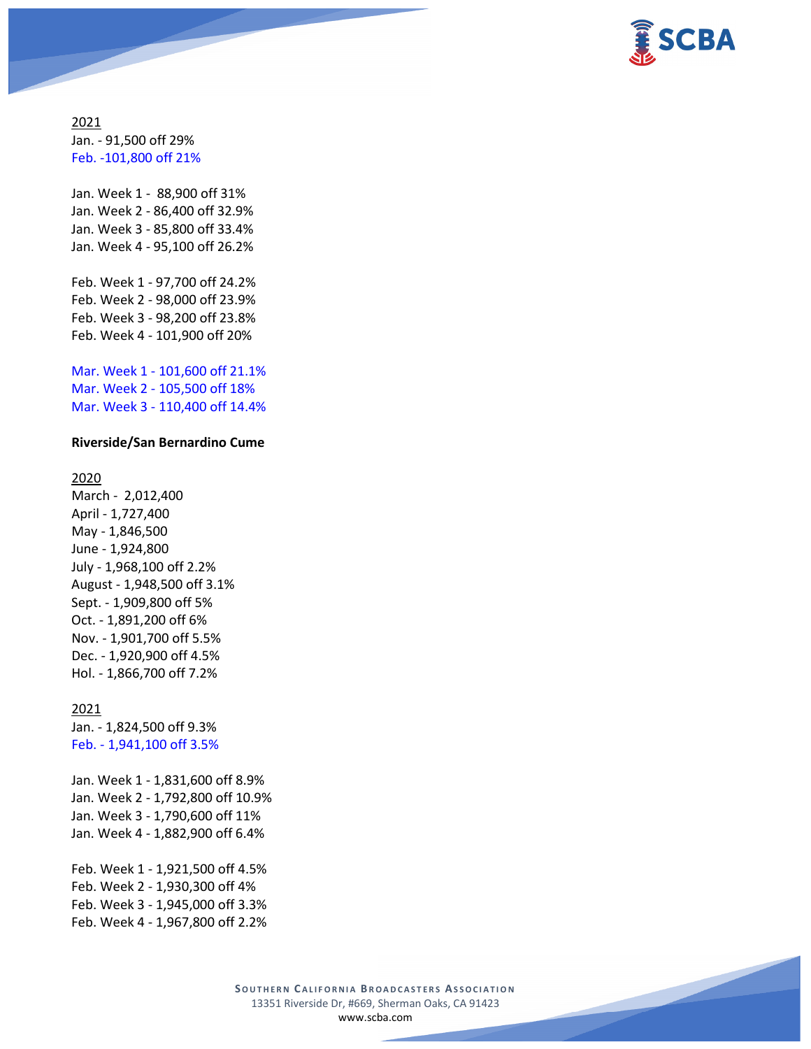2021

Jan. - 91,500 off 29%
Feb. -101,800 off 21%

Jan. Week 1 - 88,900 off 31%
Jan. Week 2 - 86,400 off 32.9%
Jan. Week 3 - 85,800 off 33.4%
Jan. Week 4 - 95,100 off 26.2%

Feb. Week 1 - 97,700 off 24.2%
Feb. Week 2 - 98,000 off 23.9%
Feb. Week 3 - 98,200 off 23.8%
Feb. Week 4 - 101,900 off 20%

Mar. Week 1 - 101,600 off 21.1%
Mar. Week 2 - 105,500 off 18%
Mar. Week 3 - 110,400 off 14.4%

**Riverside/San Bernardino Cume**

2020

March - 2,012,400
April - 1,727,400
May - 1,846,500
June - 1,924,800
July - 1,968,100 off 2.2%
August - 1,948,500 off 3.1%
Sept. - 1,909,800 off 5%
Oct. - 1,891,200 off 6%
Nov. - 1,901,700 off 5.5%
Dec. - 1,920,900 off 4.5%
Hol. - 1,866,700 off 7.2%

2021

Jan. - 1,824,500 off 9.3%
Feb. - 1,941,100 off 3.5%

Jan. Week 1 - 1,831,600 off 8.9%
Jan. Week 2 - 1,792,800 off 10.9%
Jan. Week 3 - 1,790,600 off 11%
Jan. Week 4 - 1,882,900 off 6.4%

Feb. Week 1 - 1,921,500 off 4.5%
Feb. Week 2 - 1,930,300 off 4%
Feb. Week 3 - 1,945,000 off 3.3%
Feb. Week 4 - 1,967,800 off 2.2%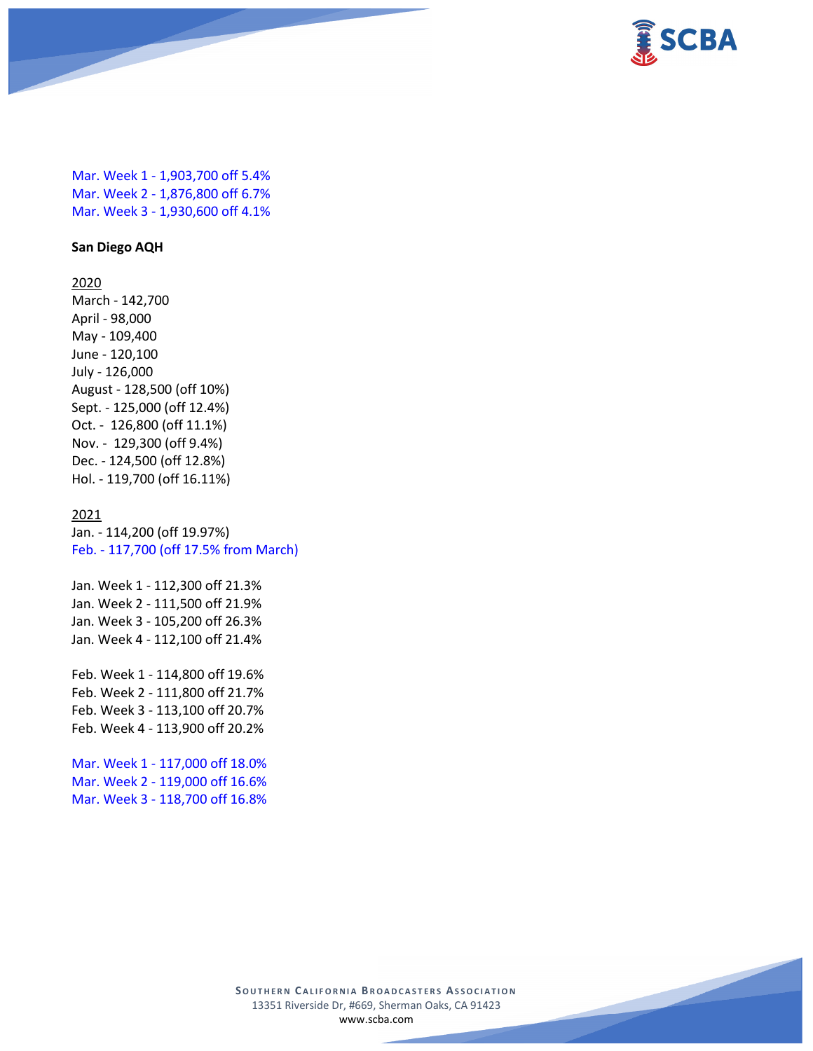Mar. Week 1 - 1,903,700 off 5.4%
Mar. Week 2 - 1,876,800 off 6.7%
Mar. Week 3 - 1,930,600 off 4.1%

**San Diego AQH**

2020
March - 142,700
April - 98,000
May - 109,400
June - 120,100
July - 126,000
August - 128,500 (off 10%)
Sept. - 125,000 (off 12.4%)
Oct. - 126,800 (off 11.1%)
Nov. - 129,300 (off 9.4%)
Dec. - 124,500 (off 12.8%)
Hol. - 119,700 (off 16.11%)

2021
Jan. - 114,200 (off 19.97%)
Feb. - 117,700 (off 17.5% from March)

Jan. Week 1 - 112,300 off 21.3%
Jan. Week 2 - 111,500 off 21.9%
Jan. Week 3 - 105,200 off 26.3%
Jan. Week 4 - 112,100 off 21.4%

Feb. Week 1 - 114,800 off 19.6%
Feb. Week 2 - 111,800 off 21.7%
Feb. Week 3 - 113,100 off 20.7%
Feb. Week 4 - 113,900 off 20.2%

Mar. Week 1 - 117,000 off 18.0%
Mar. Week 2 - 119,000 off 16.6%
Mar. Week 3 - 118,700 off 16.8%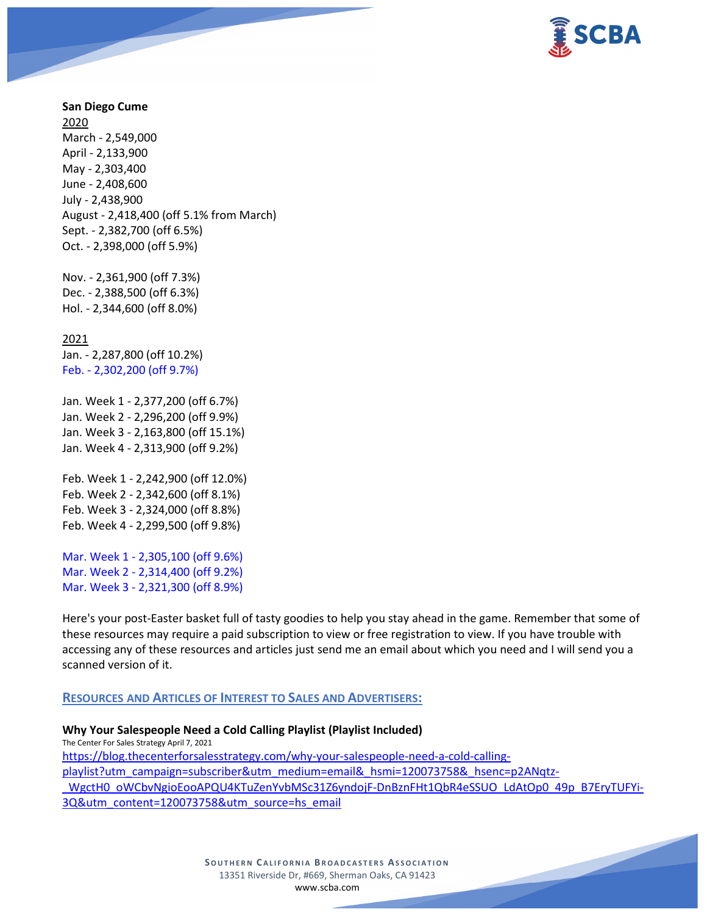**San Diego Cume**

2020

March - 2,549,000
April - 2,133,900
May - 2,303,400
June - 2,408,600
July - 2,438,900
August - 2,418,400 (off 5.1% from March)
Sept. - 2,382,700 (off 6.5%)
Oct. - 2,398,000 (off 5.9%)

Nov. - 2,361,900 (off 7.3%)
Dec. - 2,388,500 (off 6.3%)
Hol. - 2,344,600 (off 8.0%)

2021

Jan. - 2,287,800 (off 10.2%)
Feb. - 2,302,200 (off 9.7%)

Jan. Week 1 - 2,377,200 (off 6.7%)
Jan. Week 2 - 2,296,200 (off 9.9%)
Jan. Week 3 - 2,163,800 (off 15.1%)
Jan. Week 4 - 2,313,900 (off 9.2%)

Feb. Week 1 - 2,242,900 (off 12.0%)
Feb. Week 2 - 2,342,600 (off 8.1%)
Feb. Week 3 - 2,324,000 (off 8.8%)
Feb. Week 4 - 2,299,500 (off 9.8%)

Mar. Week 1 - 2,305,100 (off 9.6%)
Mar. Week 2 - 2,314,400 (off 9.2%)
Mar. Week 3 - 2,321,300 (off 8.9%)

Here's your post-Easter basket full of tasty goodies to help you stay ahead in the game. Remember that some of these resources may require a paid subscription to view or free registration to view. If you have trouble with accessing any of these resources and articles just send me an email about which you need and I will send you a scanned version of it.

## RESOURCES AND ARTICLES OF INTEREST TO SALES AND ADVERTISERS:

**Why Your Salespeople Need a Cold Calling Playlist (Playlist Included)**

The Center For Sales Strategy April 7, 2021

https://blog.thecenterforsalesstrategy.com/why-your-salespeople-need-a-cold-calling-playlist?utm_campaign=subscriber&utm_medium=email&_hsmi=120073758&_hsenc=p2ANqtz-_WgctH0_oWCbvNgioEooAPQU4KTuZenYvbMSc31Z6yndojF-DnBznFHt1QbR4eSSUO_LdAtOp0_49p_B7EryTUFYi-3Q&utm_content=120073758&utm_source=hs_email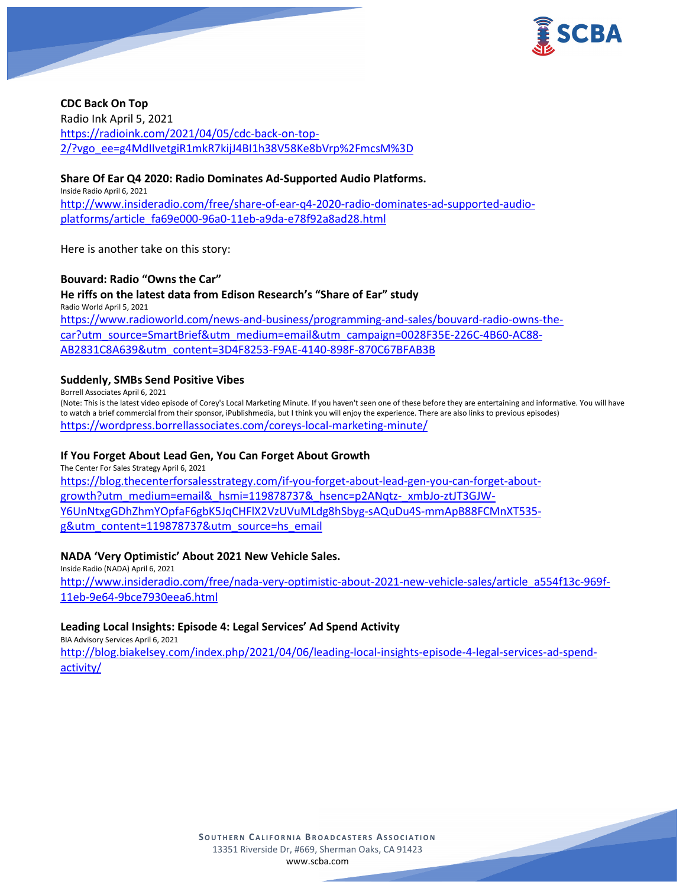**CDC Back On Top**
Radio Ink April 5, 2021
https://radioink.com/2021/04/05/cdc-back-on-top-2/?vgo_ee=g4MdIlvetgiR1mkR7kijJ4BI1h38V58Ke8bVrp%2FmcsM%3D

**Share Of Ear Q4 2020: Radio Dominates Ad-Supported Audio Platforms.**
Inside Radio April 6, 2021
http://www.insideradio.com/free/share-of-ear-q4-2020-radio-dominates-ad-supported-audio-platforms/article_fa69e000-96a0-11eb-a9da-e78f92a8ad28.html

Here is another take on this story:

**Bouvard: Radio "Owns the Car"**
**He riffs on the latest data from Edison Research's "Share of Ear" study**
Radio World April 5, 2021
https://www.radioworld.com/news-and-business/programming-and-sales/bouvard-radio-owns-the-car?utm_source=SmartBrief&utm_medium=email&utm_campaign=0028F35E-226C-4B60-AC88-AB2831C8A639&utm_content=3D4F8253-F9AE-4140-898F-870C67BFAB3B

**Suddenly, SMBs Send Positive Vibes**
Borrell Associates April 6, 2021
(Note: This is the latest video episode of Corey's Local Marketing Minute. If you haven't seen one of these before they are entertaining and informative. You will have to watch a brief commercial from their sponsor, iPublishmedia, but I think you will enjoy the experience. There are also links to previous episodes)
https://wordpress.borrellassociates.com/coreys-local-marketing-minute/

**If You Forget About Lead Gen, You Can Forget About Growth**
The Center For Sales Strategy April 6, 2021
https://blog.thecenterforsalesstrategy.com/if-you-forget-about-lead-gen-you-can-forget-about-growth?utm_medium=email&_hsmi=119878737&_hsenc=p2ANqtz-_xmbJo-ztJT3GJW-Y6UnNtxgGDhZhmYOpfaF6gbK5JqCHFlX2VzUVuMLdg8hSbyg-sAQuDu4S-mmApB88FCMnXT535-g&utm_content=119878737&utm_source=hs_email

**NADA 'Very Optimistic' About 2021 New Vehicle Sales.**
Inside Radio (NADA) April 6, 2021
http://www.insideradio.com/free/nada-very-optimistic-about-2021-new-vehicle-sales/article_a554f13c-969f-11eb-9e64-9bce7930eea6.html

**Leading Local Insights: Episode 4: Legal Services' Ad Spend Activity**
BIA Advisory Services April 6, 2021
http://blog.biakelsey.com/index.php/2021/04/06/leading-local-insights-episode-4-legal-services-ad-spend-activity/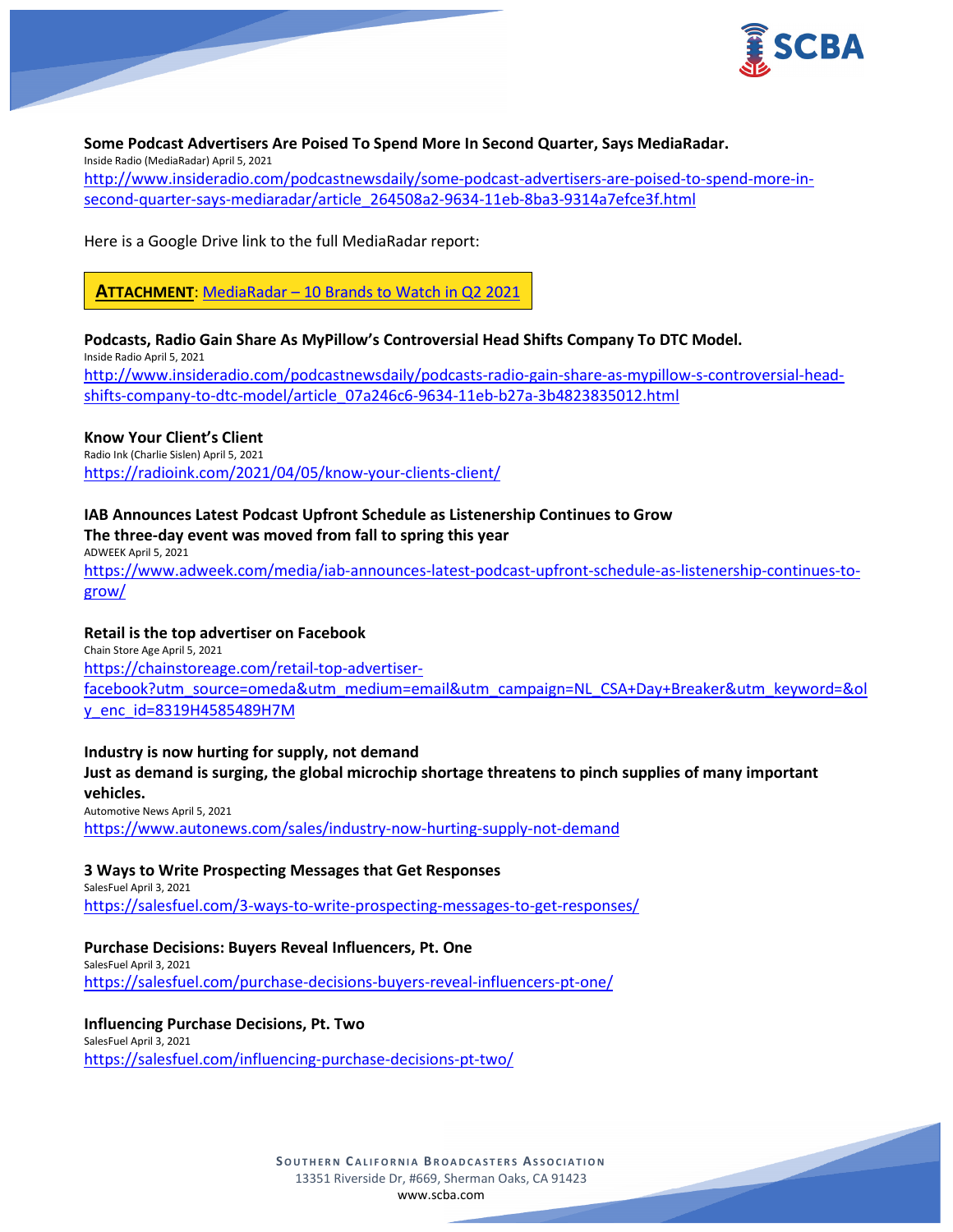**Some Podcast Advertisers Are Poised To Spend More In Second Quarter, Says MediaRadar.**
Inside Radio (MediaRadar) April 5, 2021
http://www.insideradio.com/podcastnewsdaily/some-podcast-advertisers-are-poised-to-spend-more-in-second-quarter-says-mediaradar/article_264508a2-9634-11eb-8ba3-9314a7efce3f.html

Here is a Google Drive link to the full MediaRadar report:

**ATTACHMENT**: MediaRadar – 10 Brands to Watch in Q2 2021

**Podcasts, Radio Gain Share As MyPillow's Controversial Head Shifts Company To DTC Model.**
Inside Radio April 5, 2021
http://www.insideradio.com/podcastnewsdaily/podcasts-radio-gain-share-as-mypillow-s-controversial-head-shifts-company-to-dtc-model/article_07a246c6-9634-11eb-b27a-3b4823835012.html

**Know Your Client's Client**
Radio Ink (Charlie Sislen) April 5, 2021
https://radioink.com/2021/04/05/know-your-clients-client/

**IAB Announces Latest Podcast Upfront Schedule as Listenership Continues to Grow**
**The three-day event was moved from fall to spring this year**
ADWEEK April 5, 2021
https://www.adweek.com/media/iab-announces-latest-podcast-upfront-schedule-as-listenership-continues-to-grow/

**Retail is the top advertiser on Facebook**
Chain Store Age April 5, 2021
https://chainstoreage.com/retail-top-advertiser-facebook?utm_source=omeda&utm_medium=email&utm_campaign=NL_CSA+Day+Breaker&utm_keyword=&oly_enc_id=8319H4585489H7M

**Industry is now hurting for supply, not demand**
**Just as demand is surging, the global microchip shortage threatens to pinch supplies of many important vehicles.**
Automotive News April 5, 2021
https://www.autonews.com/sales/industry-now-hurting-supply-not-demand

**3 Ways to Write Prospecting Messages that Get Responses**
SalesFuel April 3, 2021
https://salesfuel.com/3-ways-to-write-prospecting-messages-to-get-responses/

**Purchase Decisions: Buyers Reveal Influencers, Pt. One**
SalesFuel April 3, 2021
https://salesfuel.com/purchase-decisions-buyers-reveal-influencers-pt-one/

**Influencing Purchase Decisions, Pt. Two**
SalesFuel April 3, 2021
https://salesfuel.com/influencing-purchase-decisions-pt-two/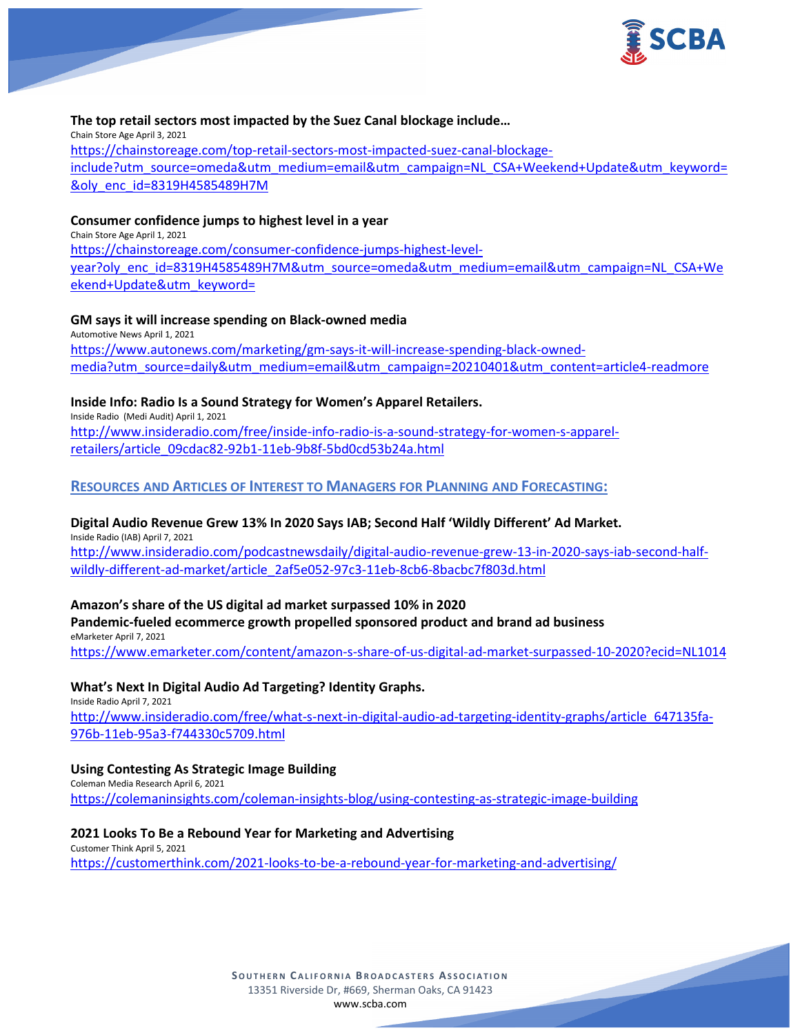**The top retail sectors most impacted by the Suez Canal blockage include…**
Chain Store Age April 3, 2021
https://chainstoreage.com/top-retail-sectors-most-impacted-suez-canal-blockage-include?utm_source=omeda&utm_medium=email&utm_campaign=NL_CSA+Weekend+Update&utm_keyword=&oly_enc_id=8319H4585489H7M

**Consumer confidence jumps to highest level in a year**
Chain Store Age April 1, 2021
https://chainstoreage.com/consumer-confidence-jumps-highest-level-year?oly_enc_id=8319H4585489H7M&utm_source=omeda&utm_medium=email&utm_campaign=NL_CSA+Weekend+Update&utm_keyword=

**GM says it will increase spending on Black-owned media**
Automotive News April 1, 2021
https://www.autonews.com/marketing/gm-says-it-will-increase-spending-black-owned-media?utm_source=daily&utm_medium=email&utm_campaign=20210401&utm_content=article4-readmore

**Inside Info: Radio Is a Sound Strategy for Women's Apparel Retailers.**
Inside Radio (Medi Audit) April 1, 2021
http://www.insideradio.com/free/inside-info-radio-is-a-sound-strategy-for-women-s-apparel-retailers/article_09cdac82-92b1-11eb-9b8f-5bd0cd53b24a.html

## RESOURCES AND ARTICLES OF INTEREST TO MANAGERS FOR PLANNING AND FORECASTING:

**Digital Audio Revenue Grew 13% In 2020 Says IAB; Second Half 'Wildly Different' Ad Market.**
Inside Radio (IAB) April 7, 2021
http://www.insideradio.com/podcastnewsdaily/digital-audio-revenue-grew-13-in-2020-says-iab-second-half-wildly-different-ad-market/article_2af5e052-97c3-11eb-8cb6-8bacbc7f803d.html

**Amazon's share of the US digital ad market surpassed 10% in 2020**
**Pandemic-fueled ecommerce growth propelled sponsored product and brand ad business**
eMarketer April 7, 2021
https://www.emarketer.com/content/amazon-s-share-of-us-digital-ad-market-surpassed-10-2020?ecid=NL1014

**What's Next In Digital Audio Ad Targeting? Identity Graphs.**
Inside Radio April 7, 2021
http://www.insideradio.com/free/what-s-next-in-digital-audio-ad-targeting-identity-graphs/article_647135fa-976b-11eb-95a3-f744330c5709.html

**Using Contesting As Strategic Image Building**
Coleman Media Research April 6, 2021
https://colemaninsights.com/coleman-insights-blog/using-contesting-as-strategic-image-building

**2021 Looks To Be a Rebound Year for Marketing and Advertising**
Customer Think April 5, 2021
https://customerthink.com/2021-looks-to-be-a-rebound-year-for-marketing-and-advertising/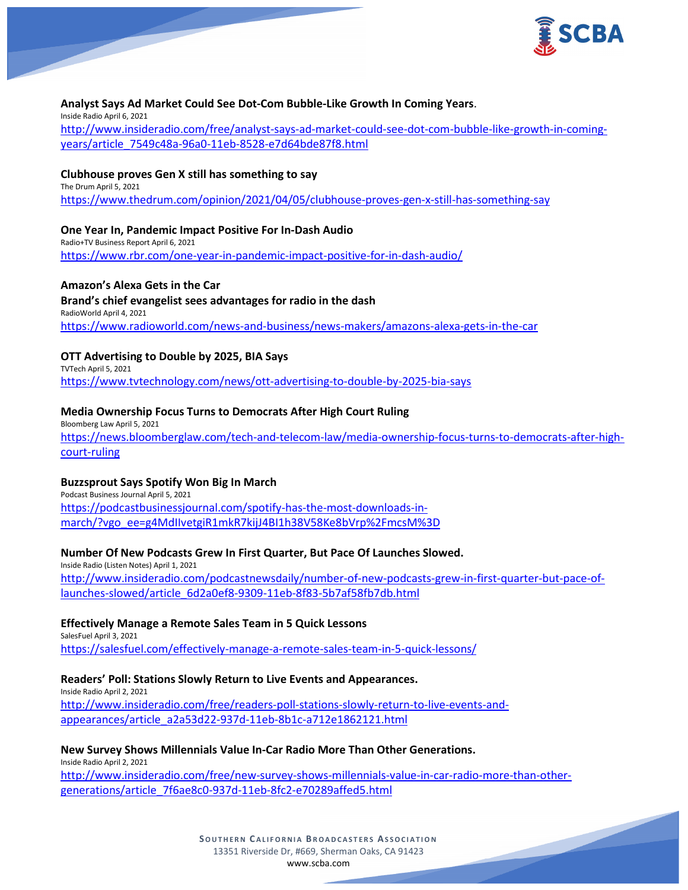**Analyst Says Ad Market Could See Dot-Com Bubble-Like Growth In Coming Years**.
Inside Radio April 6, 2021
http://www.insideradio.com/free/analyst-says-ad-market-could-see-dot-com-bubble-like-growth-in-coming-years/article_7549c48a-96a0-11eb-8528-e7d64bde87f8.html

**Clubhouse proves Gen X still has something to say**
The Drum April 5, 2021
https://www.thedrum.com/opinion/2021/04/05/clubhouse-proves-gen-x-still-has-something-say

**One Year In, Pandemic Impact Positive For In-Dash Audio**
Radio+TV Business Report April 6, 2021
https://www.rbr.com/one-year-in-pandemic-impact-positive-for-in-dash-audio/

**Amazon's Alexa Gets in the Car**
**Brand's chief evangelist sees advantages for radio in the dash**
RadioWorld April 4, 2021
https://www.radioworld.com/news-and-business/news-makers/amazons-alexa-gets-in-the-car

**OTT Advertising to Double by 2025, BIA Says**
TVTech April 5, 2021
https://www.tvtechnology.com/news/ott-advertising-to-double-by-2025-bia-says

**Media Ownership Focus Turns to Democrats After High Court Ruling**
Bloomberg Law April 5, 2021
https://news.bloomberglaw.com/tech-and-telecom-law/media-ownership-focus-turns-to-democrats-after-high-court-ruling

**Buzzsprout Says Spotify Won Big In March**
Podcast Business Journal April 5, 2021
https://podcastbusinessjournal.com/spotify-has-the-most-downloads-in-march/?vgo_ee=g4MdIIvetgiR1mkR7kijJ4BI1h38V58Ke8bVrp%2FmcsM%3D

**Number Of New Podcasts Grew In First Quarter, But Pace Of Launches Slowed.**
Inside Radio (Listen Notes) April 1, 2021
http://www.insideradio.com/podcastnewsdaily/number-of-new-podcasts-grew-in-first-quarter-but-pace-of-launches-slowed/article_6d2a0ef8-9309-11eb-8f83-5b7af58fb7db.html

**Effectively Manage a Remote Sales Team in 5 Quick Lessons**
SalesFuel April 3, 2021
https://salesfuel.com/effectively-manage-a-remote-sales-team-in-5-quick-lessons/

**Readers' Poll: Stations Slowly Return to Live Events and Appearances.**
Inside Radio April 2, 2021
http://www.insideradio.com/free/readers-poll-stations-slowly-return-to-live-events-and-appearances/article_a2a53d22-937d-11eb-8b1c-a712e1862121.html

**New Survey Shows Millennials Value In-Car Radio More Than Other Generations.**
Inside Radio April 2, 2021
http://www.insideradio.com/free/new-survey-shows-millennials-value-in-car-radio-more-than-other-generations/article_7f6ae8c0-937d-11eb-8fc2-e70289affed5.html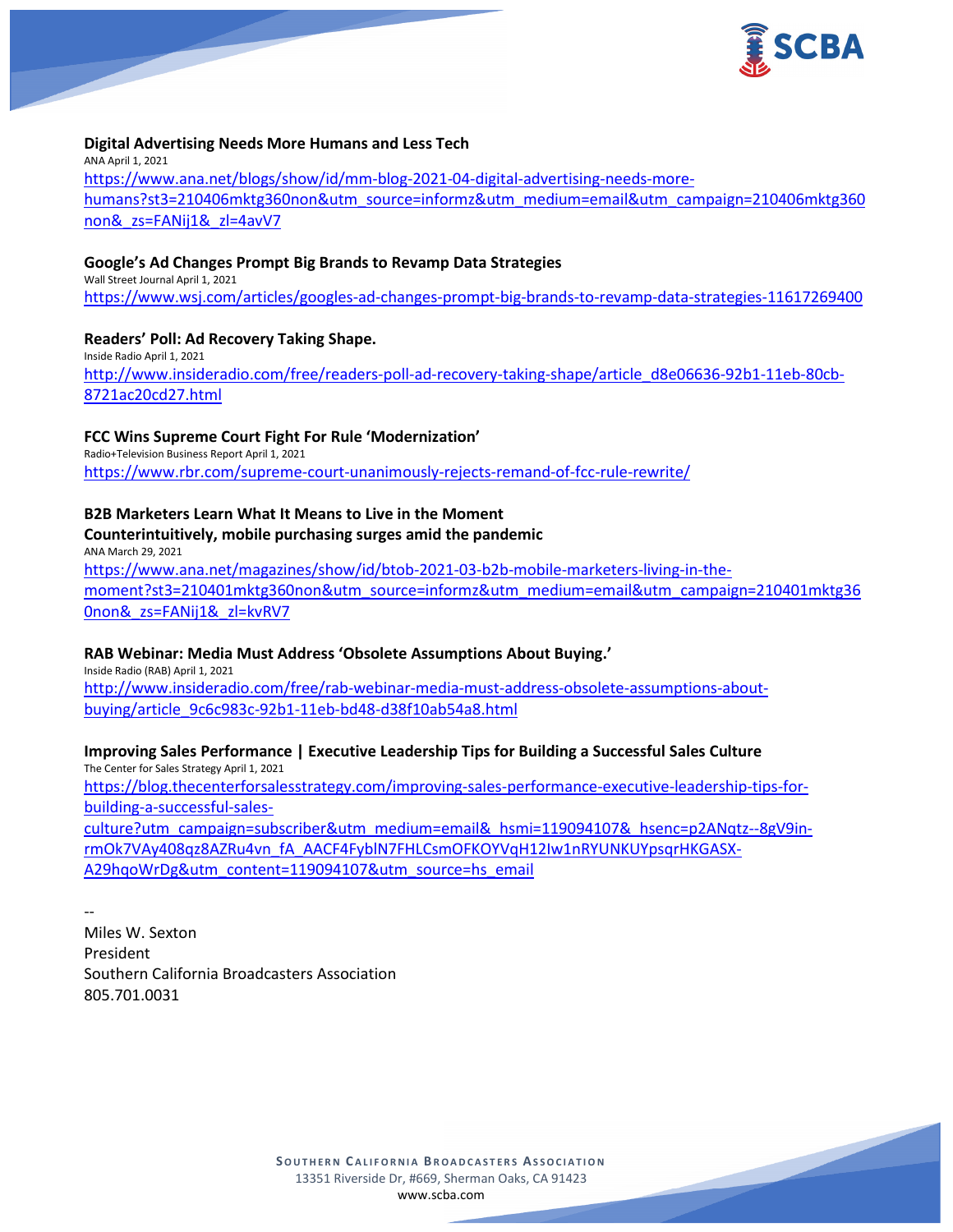**Digital Advertising Needs More Humans and Less Tech**
ANA April 1, 2021
https://www.ana.net/blogs/show/id/mm-blog-2021-04-digital-advertising-needs-more-humans?st3=210406mktg360non&utm_source=informz&utm_medium=email&utm_campaign=210406mktg360non&_zs=FANij1&_zl=4avV7

**Google's Ad Changes Prompt Big Brands to Revamp Data Strategies**
Wall Street Journal April 1, 2021
https://www.wsj.com/articles/googles-ad-changes-prompt-big-brands-to-revamp-data-strategies-11617269400

**Readers' Poll: Ad Recovery Taking Shape.**
Inside Radio April 1, 2021
http://www.insideradio.com/free/readers-poll-ad-recovery-taking-shape/article_d8e06636-92b1-11eb-80cb-8721ac20cd27.html

**FCC Wins Supreme Court Fight For Rule 'Modernization'**
Radio+Television Business Report April 1, 2021
https://www.rbr.com/supreme-court-unanimously-rejects-remand-of-fcc-rule-rewrite/

**B2B Marketers Learn What It Means to Live in the Moment**
**Counterintuitively, mobile purchasing surges amid the pandemic**
ANA March 29, 2021
https://www.ana.net/magazines/show/id/btob-2021-03-b2b-mobile-marketers-living-in-the-moment?st3=210401mktg360non&utm_source=informz&utm_medium=email&utm_campaign=210401mktg360non&_zs=FANij1&_zl=kvRV7

**RAB Webinar: Media Must Address 'Obsolete Assumptions About Buying.'**
Inside Radio (RAB) April 1, 2021
http://www.insideradio.com/free/rab-webinar-media-must-address-obsolete-assumptions-about-buying/article_9c6c983c-92b1-11eb-bd48-d38f10ab54a8.html

**Improving Sales Performance | Executive Leadership Tips for Building a Successful Sales Culture**
The Center for Sales Strategy April 1, 2021
https://blog.thecenterforsalesstrategy.com/improving-sales-performance-executive-leadership-tips-for-building-a-successful-sales-culture?utm_campaign=subscriber&utm_medium=email&_hsmi=119094107&_hsenc=p2ANqtz--8gV9in-rmOk7VAy408qz8AZRu4vn_fA_AACF4FybIN7FHLCsmOFKOYVqH12Iw1nRYUNKUYpsqrHKGASX-A29hqoWrDg&utm_content=119094107&utm_source=hs_email

--
Miles W. Sexton
President
Southern California Broadcasters Association
805.701.0031